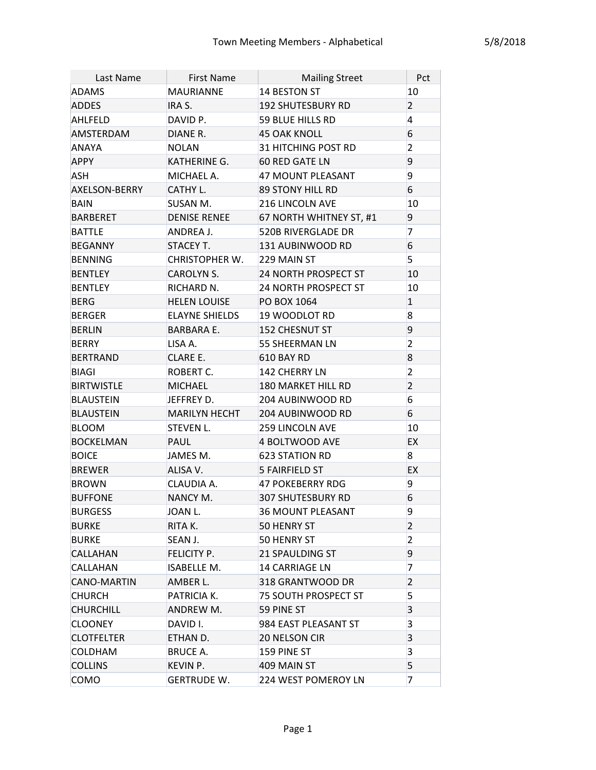# Town Meeting Members - Alphabetical

5/8/2018

| Last Name | First Name | Mailing Street | Pct |
|---|---|---|---|
| ADAMS | MAURIANNE | 14 BESTON ST | 10 |
| ADDES | IRA S. | 192 SHUTESBURY RD | 2 |
| AHLFELD | DAVID P. | 59 BLUE HILLS RD | 4 |
| AMSTERDAM | DIANE R. | 45 OAK KNOLL | 6 |
| ANAYA | NOLAN | 31 HITCHING POST RD | 2 |
| APPY | KATHERINE G. | 60 RED GATE LN | 9 |
| ASH | MICHAEL A. | 47 MOUNT PLEASANT | 9 |
| AXELSON-BERRY | CATHY L. | 89 STONY HILL RD | 6 |
| BAIN | SUSAN M. | 216 LINCOLN AVE | 10 |
| BARBERET | DENISE RENEE | 67 NORTH WHITNEY ST, #1 | 9 |
| BATTLE | ANDREA J. | 520B RIVERGLADE DR | 7 |
| BEGANNY | STACEY T. | 131 AUBINWOOD RD | 6 |
| BENNING | CHRISTOPHER W. | 229 MAIN ST | 5 |
| BENTLEY | CAROLYN S. | 24 NORTH PROSPECT ST | 10 |
| BENTLEY | RICHARD N. | 24 NORTH PROSPECT ST | 10 |
| BERG | HELEN LOUISE | PO BOX 1064 | 1 |
| BERGER | ELAYNE SHIELDS | 19 WOODLOT RD | 8 |
| BERLIN | BARBARA E. | 152 CHESNUT ST | 9 |
| BERRY | LISA A. | 55 SHEERMAN LN | 2 |
| BERTRAND | CLARE E. | 610 BAY RD | 8 |
| BIAGI | ROBERT C. | 142 CHERRY LN | 2 |
| BIRTWISTLE | MICHAEL | 180 MARKET HILL RD | 2 |
| BLAUSTEIN | JEFFREY D. | 204 AUBINWOOD RD | 6 |
| BLAUSTEIN | MARILYN HECHT | 204 AUBINWOOD RD | 6 |
| BLOOM | STEVEN L. | 259 LINCOLN AVE | 10 |
| BOCKELMAN | PAUL | 4 BOLTWOOD AVE | EX |
| BOICE | JAMES M. | 623 STATION RD | 8 |
| BREWER | ALISA V. | 5 FAIRFIELD ST | EX |
| BROWN | CLAUDIA A. | 47 POKEBERRY RDG | 9 |
| BUFFONE | NANCY M. | 307 SHUTESBURY RD | 6 |
| BURGESS | JOAN L. | 36 MOUNT PLEASANT | 9 |
| BURKE | RITA K. | 50 HENRY ST | 2 |
| BURKE | SEAN J. | 50 HENRY ST | 2 |
| CALLAHAN | FELICITY P. | 21 SPAULDING ST | 9 |
| CALLAHAN | ISABELLE M. | 14 CARRIAGE LN | 7 |
| CANO-MARTIN | AMBER L. | 318 GRANTWOOD DR | 2 |
| CHURCH | PATRICIA K. | 75 SOUTH PROSPECT ST | 5 |
| CHURCHILL | ANDREW M. | 59 PINE ST | 3 |
| CLOONEY | DAVID I. | 984 EAST PLEASANT ST | 3 |
| CLOTFELTER | ETHAN D. | 20 NELSON CIR | 3 |
| COLDHAM | BRUCE A. | 159 PINE ST | 3 |
| COLLINS | KEVIN P. | 409 MAIN ST | 5 |
| COMO | GERTRUDE W. | 224 WEST POMEROY LN | 7 |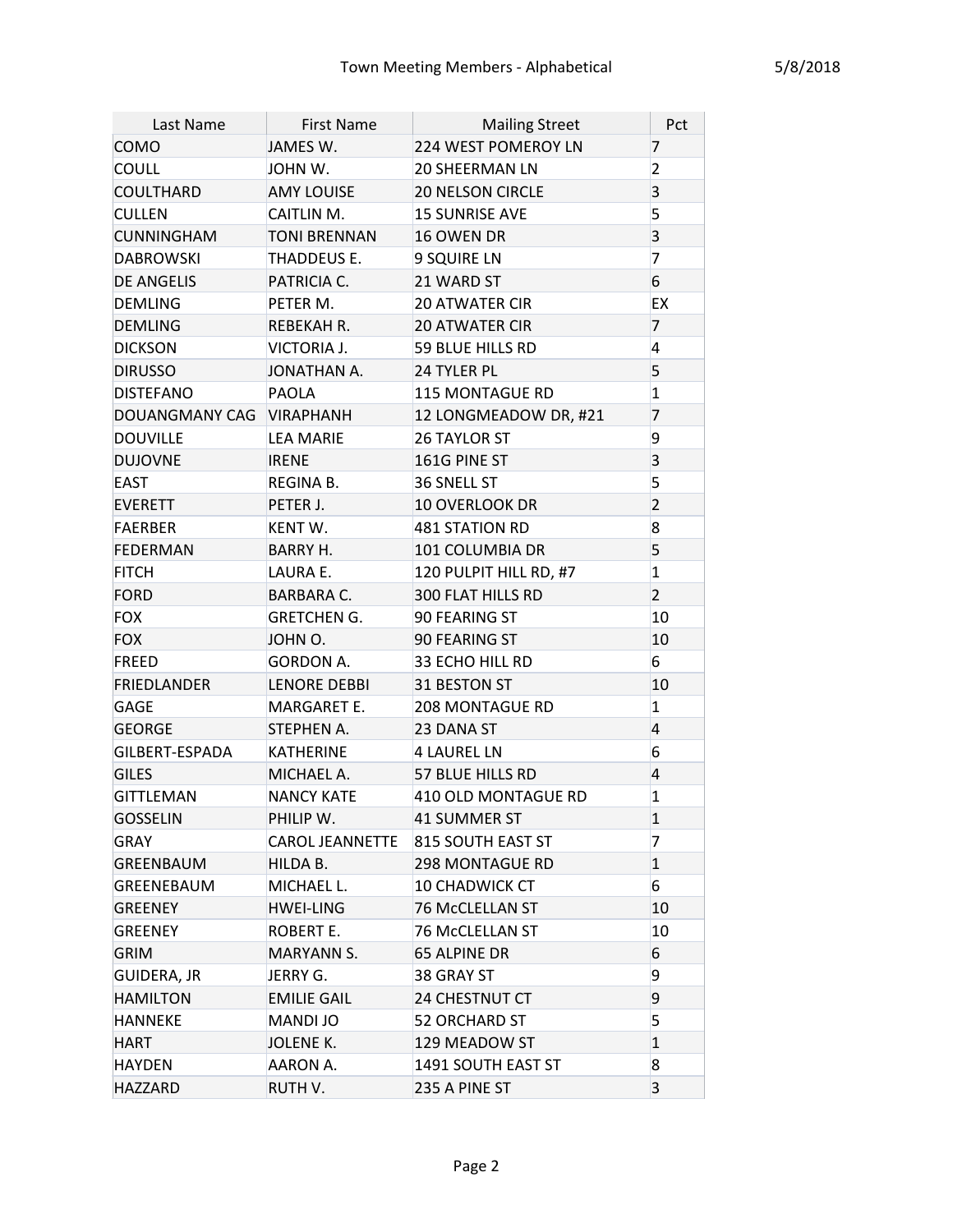| Last Name | First Name | Mailing Street | Pct |
|---|---|---|---|
| COMO | JAMES W. | 224 WEST POMEROY LN | 7 |
| COULL | JOHN W. | 20 SHEERMAN LN | 2 |
| COULTHARD | AMY LOUISE | 20 NELSON CIRCLE | 3 |
| CULLEN | CAITLIN M. | 15 SUNRISE AVE | 5 |
| CUNNINGHAM | TONI BRENNAN | 16 OWEN DR | 3 |
| DABROWSKI | THADDEUS E. | 9 SQUIRE LN | 7 |
| DE ANGELIS | PATRICIA C. | 21 WARD ST | 6 |
| DEMLING | PETER M. | 20 ATWATER CIR | EX |
| DEMLING | REBEKAH R. | 20 ATWATER CIR | 7 |
| DICKSON | VICTORIA J. | 59 BLUE HILLS RD | 4 |
| DIRUSSO | JONATHAN A. | 24 TYLER PL | 5 |
| DISTEFANO | PAOLA | 115 MONTAGUE RD | 1 |
| DOUANGMANY CAG | VIRAPHANH | 12 LONGMEADOW DR, #21 | 7 |
| DOUVILLE | LEA MARIE | 26 TAYLOR ST | 9 |
| DUJOVNE | IRENE | 161G PINE ST | 3 |
| EAST | REGINA B. | 36 SNELL ST | 5 |
| EVERETT | PETER J. | 10 OVERLOOK DR | 2 |
| FAERBER | KENT W. | 481 STATION RD | 8 |
| FEDERMAN | BARRY H. | 101 COLUMBIA DR | 5 |
| FITCH | LAURA E. | 120 PULPIT HILL RD, #7 | 1 |
| FORD | BARBARA C. | 300 FLAT HILLS RD | 2 |
| FOX | GRETCHEN G. | 90 FEARING ST | 10 |
| FOX | JOHN O. | 90 FEARING ST | 10 |
| FREED | GORDON A. | 33 ECHO HILL RD | 6 |
| FRIEDLANDER | LENORE DEBBI | 31 BESTON ST | 10 |
| GAGE | MARGARET E. | 208 MONTAGUE RD | 1 |
| GEORGE | STEPHEN A. | 23 DANA ST | 4 |
| GILBERT-ESPADA | KATHERINE | 4 LAUREL LN | 6 |
| GILES | MICHAEL A. | 57 BLUE HILLS RD | 4 |
| GITTLEMAN | NANCY KATE | 410 OLD MONTAGUE RD | 1 |
| GOSSELIN | PHILIP W. | 41 SUMMER ST | 1 |
| GRAY | CAROL JEANNETTE | 815 SOUTH EAST ST | 7 |
| GREENBAUM | HILDA B. | 298 MONTAGUE RD | 1 |
| GREENEBAUM | MICHAEL L. | 10 CHADWICK CT | 6 |
| GREENEY | HWEI-LING | 76 McCLELLAN ST | 10 |
| GREENEY | ROBERT E. | 76 McCLELLAN ST | 10 |
| GRIM | MARYANN S. | 65 ALPINE DR | 6 |
| GUIDERA, JR | JERRY G. | 38 GRAY ST | 9 |
| HAMILTON | EMILIE GAIL | 24 CHESTNUT CT | 9 |
| HANNEKE | MANDI JO | 52 ORCHARD ST | 5 |
| HART | JOLENE K. | 129 MEADOW ST | 1 |
| HAYDEN | AARON A. | 1491 SOUTH EAST ST | 8 |
| HAZZARD | RUTH V. | 235 A PINE ST | 3 |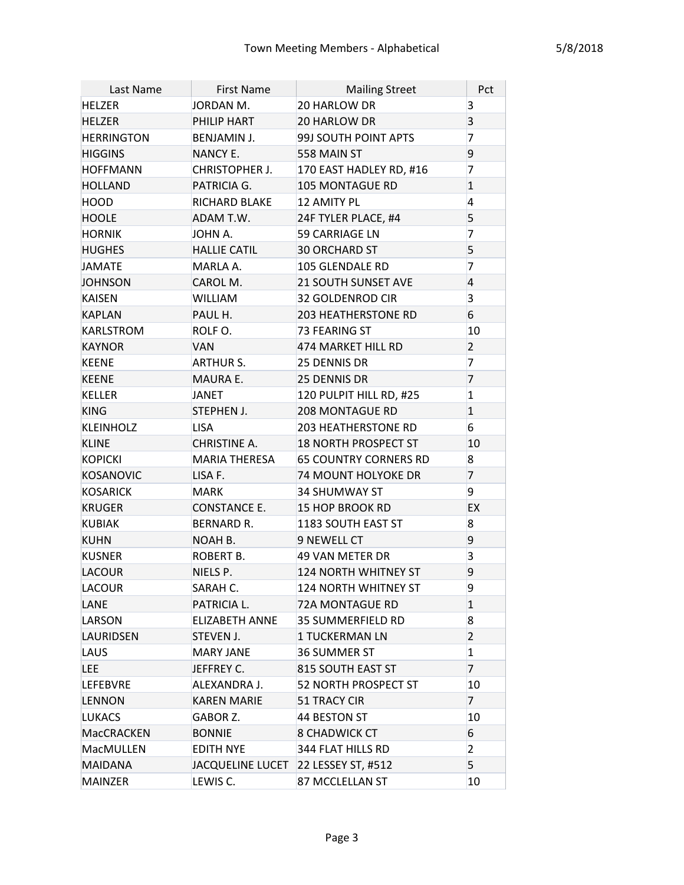| Last Name | First Name | Mailing Street | Pct |
|---|---|---|---|
| HELZER | JORDAN M. | 20 HARLOW DR | 3 |
| HELZER | PHILIP HART | 20 HARLOW DR | 3 |
| HERRINGTON | BENJAMIN J. | 99J SOUTH POINT APTS | 7 |
| HIGGINS | NANCY E. | 558 MAIN ST | 9 |
| HOFFMANN | CHRISTOPHER J. | 170 EAST HADLEY RD, #16 | 7 |
| HOLLAND | PATRICIA G. | 105 MONTAGUE RD | 1 |
| HOOD | RICHARD BLAKE | 12 AMITY PL | 4 |
| HOOLE | ADAM T.W. | 24F TYLER PLACE, #4 | 5 |
| HORNIK | JOHN A. | 59 CARRIAGE LN | 7 |
| HUGHES | HALLIE CATIL | 30 ORCHARD ST | 5 |
| JAMATE | MARLA A. | 105 GLENDALE RD | 7 |
| JOHNSON | CAROL M. | 21 SOUTH SUNSET AVE | 4 |
| KAISEN | WILLIAM | 32 GOLDENROD CIR | 3 |
| KAPLAN | PAUL H. | 203 HEATHERSTONE RD | 6 |
| KARLSTROM | ROLF O. | 73 FEARING ST | 10 |
| KAYNOR | VAN | 474 MARKET HILL RD | 2 |
| KEENE | ARTHUR S. | 25 DENNIS DR | 7 |
| KEENE | MAURA E. | 25 DENNIS DR | 7 |
| KELLER | JANET | 120 PULPIT HILL RD, #25 | 1 |
| KING | STEPHEN J. | 208 MONTAGUE RD | 1 |
| KLEINHOLZ | LISA | 203 HEATHERSTONE RD | 6 |
| KLINE | CHRISTINE A. | 18 NORTH PROSPECT ST | 10 |
| KOPICKI | MARIA THERESA | 65 COUNTRY CORNERS RD | 8 |
| KOSANOVIC | LISA F. | 74 MOUNT HOLYOKE DR | 7 |
| KOSARICK | MARK | 34 SHUMWAY ST | 9 |
| KRUGER | CONSTANCE E. | 15 HOP BROOK RD | EX |
| KUBIAK | BERNARD R. | 1183 SOUTH EAST ST | 8 |
| KUHN | NOAH B. | 9 NEWELL CT | 9 |
| KUSNER | ROBERT B. | 49 VAN METER DR | 3 |
| LACOUR | NIELS P. | 124 NORTH WHITNEY ST | 9 |
| LACOUR | SARAH C. | 124 NORTH WHITNEY ST | 9 |
| LANE | PATRICIA L. | 72A MONTAGUE RD | 1 |
| LARSON | ELIZABETH ANNE | 35 SUMMERFIELD RD | 8 |
| LAURIDSEN | STEVEN J. | 1 TUCKERMAN LN | 2 |
| LAUS | MARY JANE | 36 SUMMER ST | 1 |
| LEE | JEFFREY C. | 815 SOUTH EAST ST | 7 |
| LEFEBVRE | ALEXANDRA J. | 52 NORTH PROSPECT ST | 10 |
| LENNON | KAREN MARIE | 51 TRACY CIR | 7 |
| LUKACS | GABOR Z. | 44 BESTON ST | 10 |
| MacCRACKEN | BONNIE | 8 CHADWICK CT | 6 |
| MacMULLEN | EDITH NYE | 344 FLAT HILLS RD | 2 |
| MAIDANA | JACQUELINE LUCET | 22 LESSEY ST, #512 | 5 |
| MAINZER | LEWIS C. | 87 MCCLELLAN ST | 10 |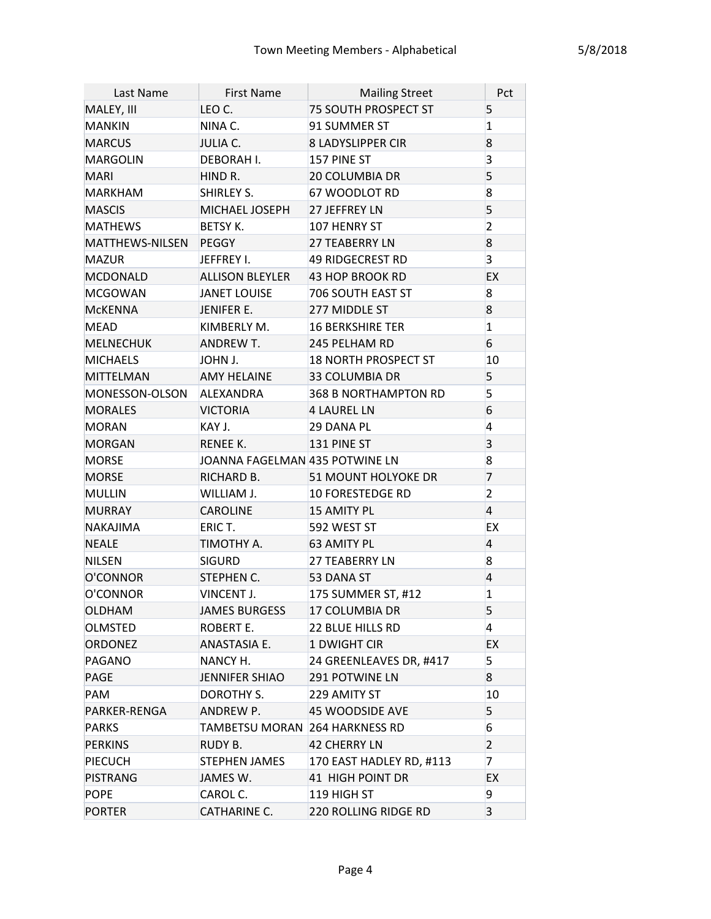| Last Name | First Name | Mailing Street | Pct |
|---|---|---|---|
| MALEY, III | LEO C. | 75 SOUTH PROSPECT ST | 5 |
| MANKIN | NINA C. | 91 SUMMER ST | 1 |
| MARCUS | JULIA C. | 8 LADYSLIPPER CIR | 8 |
| MARGOLIN | DEBORAH I. | 157 PINE ST | 3 |
| MARI | HIND R. | 20 COLUMBIA DR | 5 |
| MARKHAM | SHIRLEY S. | 67 WOODLOT RD | 8 |
| MASCIS | MICHAEL JOSEPH | 27 JEFFREY LN | 5 |
| MATHEWS | BETSY K. | 107 HENRY ST | 2 |
| MATTHEWS-NILSEN | PEGGY | 27 TEABERRY LN | 8 |
| MAZUR | JEFFREY I. | 49 RIDGECREST RD | 3 |
| MCDONALD | ALLISON BLEYLER | 43 HOP BROOK RD | EX |
| MCGOWAN | JANET LOUISE | 706 SOUTH EAST ST | 8 |
| McKENNA | JENIFER E. | 277 MIDDLE ST | 8 |
| MEAD | KIMBERLY M. | 16 BERKSHIRE TER | 1 |
| MELNECHUK | ANDREW T. | 245 PELHAM RD | 6 |
| MICHAELS | JOHN J. | 18 NORTH PROSPECT ST | 10 |
| MITTELMAN | AMY HELAINE | 33 COLUMBIA DR | 5 |
| MONESSON-OLSON | ALEXANDRA | 368 B NORTHAMPTON RD | 5 |
| MORALES | VICTORIA | 4 LAUREL LN | 6 |
| MORAN | KAY J. | 29 DANA PL | 4 |
| MORGAN | RENEE K. | 131 PINE ST | 3 |
| MORSE | JOANNA FAGELMAN | 435 POTWINE LN | 8 |
| MORSE | RICHARD B. | 51 MOUNT HOLYOKE DR | 7 |
| MULLIN | WILLIAM J. | 10 FORESTEDGE RD | 2 |
| MURRAY | CAROLINE | 15 AMITY PL | 4 |
| NAKAJIMA | ERIC T. | 592 WEST ST | EX |
| NEALE | TIMOTHY A. | 63 AMITY PL | 4 |
| NILSEN | SIGURD | 27 TEABERRY LN | 8 |
| O'CONNOR | STEPHEN C. | 53 DANA ST | 4 |
| O'CONNOR | VINCENT J. | 175 SUMMER ST, #12 | 1 |
| OLDHAM | JAMES BURGESS | 17 COLUMBIA DR | 5 |
| OLMSTED | ROBERT E. | 22 BLUE HILLS RD | 4 |
| ORDONEZ | ANASTASIA E. | 1 DWIGHT CIR | EX |
| PAGANO | NANCY H. | 24 GREENLEAVES DR, #417 | 5 |
| PAGE | JENNIFER SHIAO | 291 POTWINE LN | 8 |
| PAM | DOROTHY S. | 229 AMITY ST | 10 |
| PARKER-RENGA | ANDREW P. | 45 WOODSIDE AVE | 5 |
| PARKS | TAMBETSU MORAN | 264 HARKNESS RD | 6 |
| PERKINS | RUDY B. | 42 CHERRY LN | 2 |
| PIECUCH | STEPHEN JAMES | 170 EAST HADLEY RD, #113 | 7 |
| PISTRANG | JAMES W. | 41 HIGH POINT DR | EX |
| POPE | CAROL C. | 119 HIGH ST | 9 |
| PORTER | CATHARINE C. | 220 ROLLING RIDGE RD | 3 |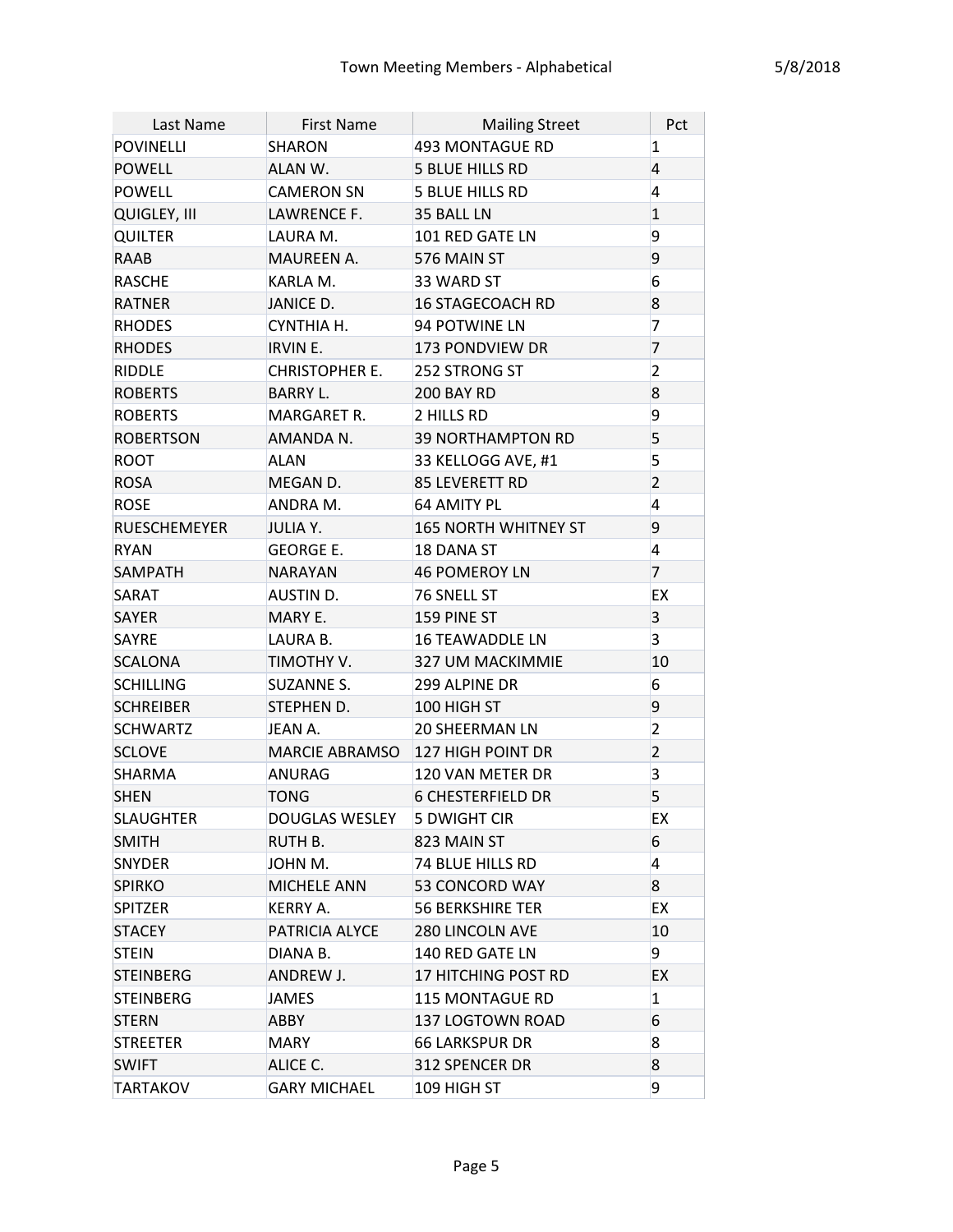| Last Name | First Name | Mailing Street | Pct |
|---|---|---|---|
| POVINELLI | SHARON | 493 MONTAGUE RD | 1 |
| POWELL | ALAN W. | 5 BLUE HILLS RD | 4 |
| POWELL | CAMERON SN | 5 BLUE HILLS RD | 4 |
| QUIGLEY, III | LAWRENCE F. | 35 BALL LN | 1 |
| QUILTER | LAURA M. | 101 RED GATE LN | 9 |
| RAAB | MAUREEN A. | 576 MAIN ST | 9 |
| RASCHE | KARLA M. | 33 WARD ST | 6 |
| RATNER | JANICE D. | 16 STAGECOACH RD | 8 |
| RHODES | CYNTHIA H. | 94 POTWINE LN | 7 |
| RHODES | IRVIN E. | 173 PONDVIEW DR | 7 |
| RIDDLE | CHRISTOPHER E. | 252 STRONG ST | 2 |
| ROBERTS | BARRY L. | 200 BAY RD | 8 |
| ROBERTS | MARGARET R. | 2 HILLS RD | 9 |
| ROBERTSON | AMANDA N. | 39 NORTHAMPTON RD | 5 |
| ROOT | ALAN | 33 KELLOGG AVE, #1 | 5 |
| ROSA | MEGAN D. | 85 LEVERETT RD | 2 |
| ROSE | ANDRA M. | 64 AMITY PL | 4 |
| RUESCHEMEYER | JULIA Y. | 165 NORTH WHITNEY ST | 9 |
| RYAN | GEORGE E. | 18 DANA ST | 4 |
| SAMPATH | NARAYAN | 46 POMEROY LN | 7 |
| SARAT | AUSTIN D. | 76 SNELL ST | EX |
| SAYER | MARY E. | 159 PINE ST | 3 |
| SAYRE | LAURA B. | 16 TEAWADDLE LN | 3 |
| SCALONA | TIMOTHY V. | 327 UM MACKIMMIE | 10 |
| SCHILLING | SUZANNE S. | 299 ALPINE DR | 6 |
| SCHREIBER | STEPHEN D. | 100 HIGH ST | 9 |
| SCHWARTZ | JEAN A. | 20 SHEERMAN LN | 2 |
| SCLOVE | MARCIE ABRAMSO | 127 HIGH POINT DR | 2 |
| SHARMA | ANURAG | 120 VAN METER DR | 3 |
| SHEN | TONG | 6 CHESTERFIELD DR | 5 |
| SLAUGHTER | DOUGLAS WESLEY | 5 DWIGHT CIR | EX |
| SMITH | RUTH B. | 823 MAIN ST | 6 |
| SNYDER | JOHN M. | 74 BLUE HILLS RD | 4 |
| SPIRKO | MICHELE ANN | 53 CONCORD WAY | 8 |
| SPITZER | KERRY A. | 56 BERKSHIRE TER | EX |
| STACEY | PATRICIA ALYCE | 280 LINCOLN AVE | 10 |
| STEIN | DIANA B. | 140 RED GATE LN | 9 |
| STEINBERG | ANDREW J. | 17 HITCHING POST RD | EX |
| STEINBERG | JAMES | 115 MONTAGUE RD | 1 |
| STERN | ABBY | 137 LOGTOWN ROAD | 6 |
| STREETER | MARY | 66 LARKSPUR DR | 8 |
| SWIFT | ALICE C. | 312 SPENCER DR | 8 |
| TARTAKOV | GARY MICHAEL | 109 HIGH ST | 9 |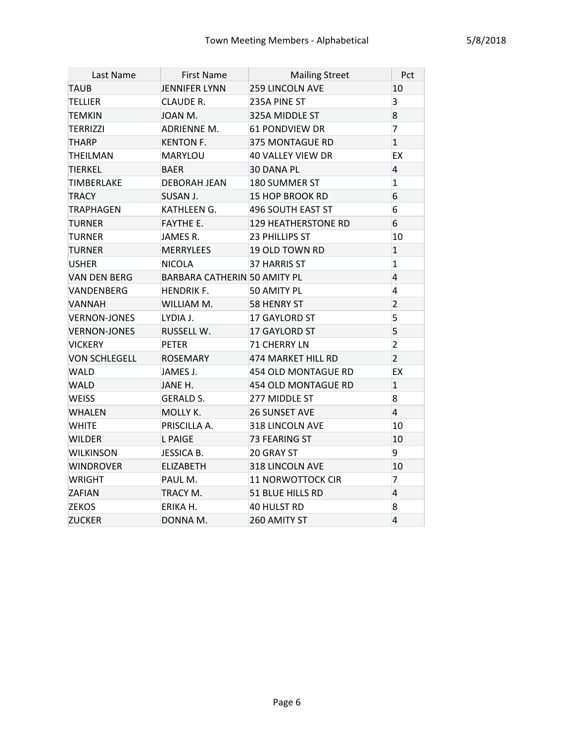| Last Name | First Name | Mailing Street | Pct |
|---|---|---|---|
| TAUB | JENNIFER LYNN | 259 LINCOLN AVE | 10 |
| TELLIER | CLAUDE R. | 235A PINE ST | 3 |
| TEMKIN | JOAN M. | 325A MIDDLE ST | 8 |
| TERRIZZI | ADRIENNE M. | 61 PONDVIEW DR | 7 |
| THARP | KENTON F. | 375 MONTAGUE RD | 1 |
| THEILMAN | MARYLOU | 40 VALLEY VIEW DR | EX |
| TIERKEL | BAER | 30 DANA PL | 4 |
| TIMBERLAKE | DEBORAH JEAN | 180 SUMMER ST | 1 |
| TRACY | SUSAN J. | 15 HOP BROOK RD | 6 |
| TRAPHAGEN | KATHLEEN G. | 496 SOUTH EAST ST | 6 |
| TURNER | FAYTHE E. | 129 HEATHERSTONE RD | 6 |
| TURNER | JAMES R. | 23 PHILLIPS ST | 10 |
| TURNER | MERRYLEES | 19 OLD TOWN RD | 1 |
| USHER | NICOLA | 37 HARRIS ST | 1 |
| VAN DEN BERG | BARBARA CATHERIN | 50 AMITY PL | 4 |
| VANDENBERG | HENDRIK F. | 50 AMITY PL | 4 |
| VANNAH | WILLIAM M. | 58 HENRY ST | 2 |
| VERNON-JONES | LYDIA J. | 17 GAYLORD ST | 5 |
| VERNON-JONES | RUSSELL W. | 17 GAYLORD ST | 5 |
| VICKERY | PETER | 71 CHERRY LN | 2 |
| VON SCHLEGELL | ROSEMARY | 474 MARKET HILL RD | 2 |
| WALD | JAMES J. | 454 OLD MONTAGUE RD | EX |
| WALD | JANE H. | 454 OLD MONTAGUE RD | 1 |
| WEISS | GERALD S. | 277 MIDDLE ST | 8 |
| WHALEN | MOLLY K. | 26 SUNSET AVE | 4 |
| WHITE | PRISCILLA A. | 318 LINCOLN AVE | 10 |
| WILDER | L PAIGE | 73 FEARING ST | 10 |
| WILKINSON | JESSICA B. | 20 GRAY ST | 9 |
| WINDROVER | ELIZABETH | 318 LINCOLN AVE | 10 |
| WRIGHT | PAUL M. | 11 NORWOTTOCK CIR | 7 |
| ZAFIAN | TRACY M. | 51 BLUE HILLS RD | 4 |
| ZEKOS | ERIKA H. | 40 HULST RD | 8 |
| ZUCKER | DONNA M. | 260 AMITY ST | 4 |